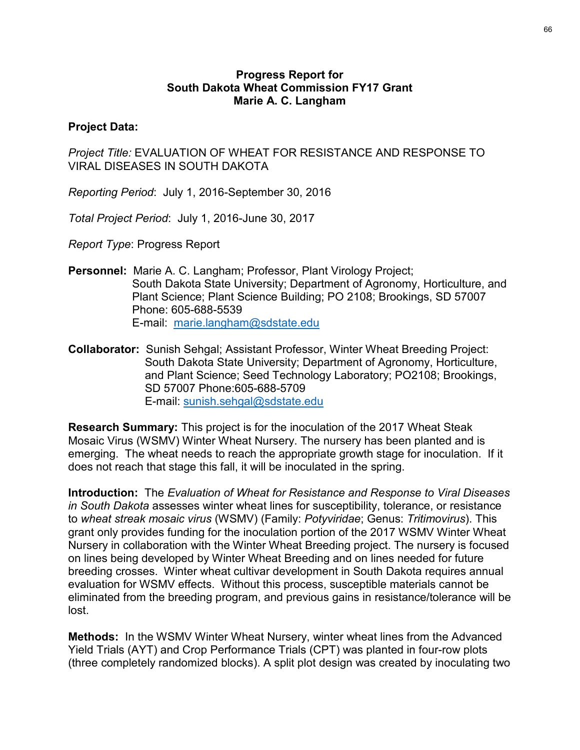## Progress Report for South Dakota Wheat Commission FY17 Grant Marie A. C. Langham

**Project Data:**

*Project Title:* EVALUATION OF WHEAT FOR RESISTANCE AND RESPONSE TO VIRAL DISEASES IN SOUTH DAKOTA

*Reporting Period*: July 1, 2016-September 30, 2016

*Total Project Period*: July 1, 2016-June 30, 2017

*Report Type*: Progress Report

**Personnel:** Marie A. C. Langham; Professor, Plant Virology Project; South Dakota State University; Department of Agronomy, Horticulture, and Plant Science; Plant Science Building; PO 2108; Brookings, SD 57007 Phone: 605-688-5539
E-mail: marie.langham@sdstate.edu

**Collaborator:** Sunish Sehgal; Assistant Professor, Winter Wheat Breeding Project: South Dakota State University; Department of Agronomy, Horticulture, and Plant Science; Seed Technology Laboratory; PO2108; Brookings, SD 57007 Phone:605-688-5709
E-mail: sunish.sehgal@sdstate.edu

**Research Summary:** This project is for the inoculation of the 2017 Wheat Steak Mosaic Virus (WSMV) Winter Wheat Nursery. The nursery has been planted and is emerging. The wheat needs to reach the appropriate growth stage for inoculation. If it does not reach that stage this fall, it will be inoculated in the spring.

**Introduction:** The *Evaluation of Wheat for Resistance and Response to Viral Diseases in South Dakota* assesses winter wheat lines for susceptibility, tolerance, or resistance to *wheat streak mosaic virus* (WSMV) (Family: *Potyviridae*; Genus: *Tritimovirus*). This grant only provides funding for the inoculation portion of the 2017 WSMV Winter Wheat Nursery in collaboration with the Winter Wheat Breeding project. The nursery is focused on lines being developed by Winter Wheat Breeding and on lines needed for future breeding crosses. Winter wheat cultivar development in South Dakota requires annual evaluation for WSMV effects. Without this process, susceptible materials cannot be eliminated from the breeding program, and previous gains in resistance/tolerance will be lost.

**Methods:** In the WSMV Winter Wheat Nursery, winter wheat lines from the Advanced Yield Trials (AYT) and Crop Performance Trials (CPT) was planted in four-row plots (three completely randomized blocks). A split plot design was created by inoculating two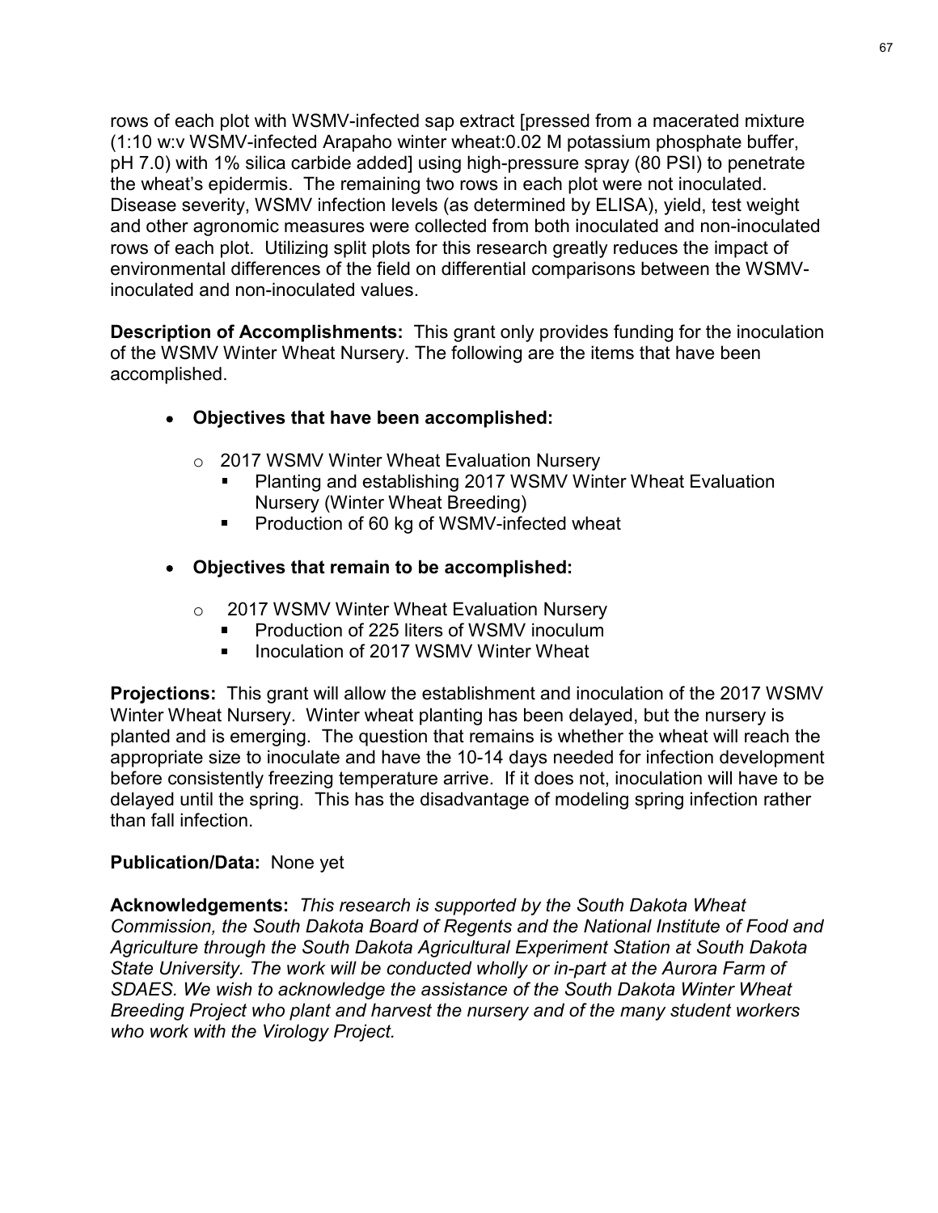rows of each plot with WSMV-infected sap extract [pressed from a macerated mixture (1:10 w:v WSMV-infected Arapaho winter wheat:0.02 M potassium phosphate buffer, pH 7.0) with 1% silica carbide added] using high-pressure spray (80 PSI) to penetrate the wheat's epidermis. The remaining two rows in each plot were not inoculated. Disease severity, WSMV infection levels (as determined by ELISA), yield, test weight and other agronomic measures were collected from both inoculated and non-inoculated rows of each plot. Utilizing split plots for this research greatly reduces the impact of environmental differences of the field on differential comparisons between the WSMV-inoculated and non-inoculated values.

**Description of Accomplishments:** This grant only provides funding for the inoculation of the WSMV Winter Wheat Nursery. The following are the items that have been accomplished.

- **Objectives that have been accomplished:**
  - 2017 WSMV Winter Wheat Evaluation Nursery
    - Planting and establishing 2017 WSMV Winter Wheat Evaluation Nursery (Winter Wheat Breeding)
    - Production of 60 kg of WSMV-infected wheat

- **Objectives that remain to be accomplished:**
  - 2017 WSMV Winter Wheat Evaluation Nursery
    - Production of 225 liters of WSMV inoculum
    - Inoculation of 2017 WSMV Winter Wheat

**Projections:** This grant will allow the establishment and inoculation of the 2017 WSMV Winter Wheat Nursery. Winter wheat planting has been delayed, but the nursery is planted and is emerging. The question that remains is whether the wheat will reach the appropriate size to inoculate and have the 10-14 days needed for infection development before consistently freezing temperature arrive. If it does not, inoculation will have to be delayed until the spring. This has the disadvantage of modeling spring infection rather than fall infection.

**Publication/Data:** None yet

**Acknowledgements:** *This research is supported by the South Dakota Wheat Commission, the South Dakota Board of Regents and the National Institute of Food and Agriculture through the South Dakota Agricultural Experiment Station at South Dakota State University. The work will be conducted wholly or in-part at the Aurora Farm of SDAES. We wish to acknowledge the assistance of the South Dakota Winter Wheat Breeding Project who plant and harvest the nursery and of the many student workers who work with the Virology Project.*